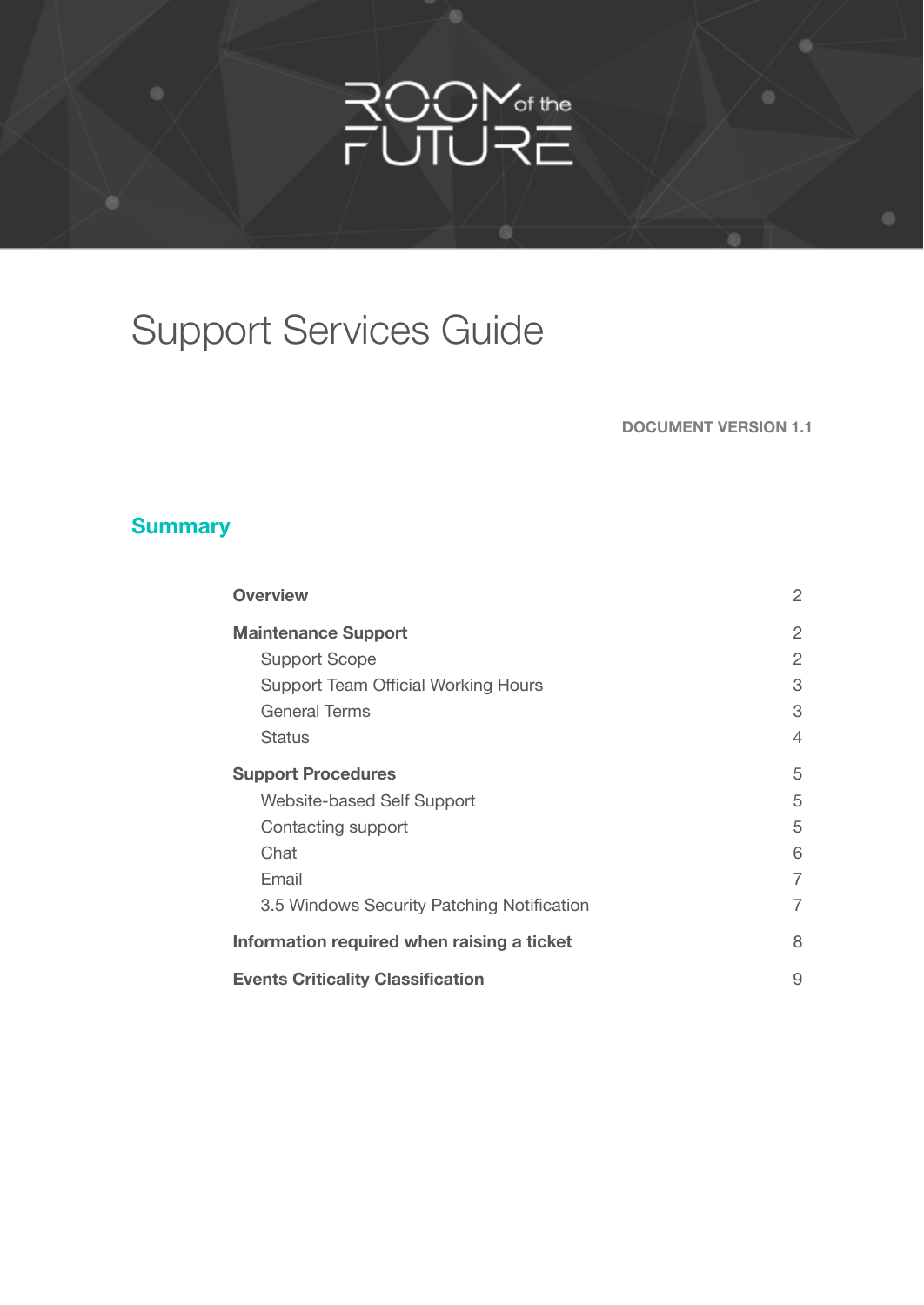ROOM of the FUTURE

# Support Services Guide

**DOCUMENT VERSION 1.1**

## Summary

| | |
|---|---|
| **Overview** | 2 |
| **Maintenance Support** | 2 |
| Support Scope | 2 |
| Support Team Official Working Hours | 3 |
| General Terms | 3 |
| Status | 4 |
| **Support Procedures** | 5 |
| Website-based Self Support | 5 |
| Contacting support | 5 |
| Chat | 6 |
| Email | 7 |
| 3.5 Windows Security Patching Notification | 7 |
| **Information required when raising a ticket** | 8 |
| **Events Criticality Classification** | 9 |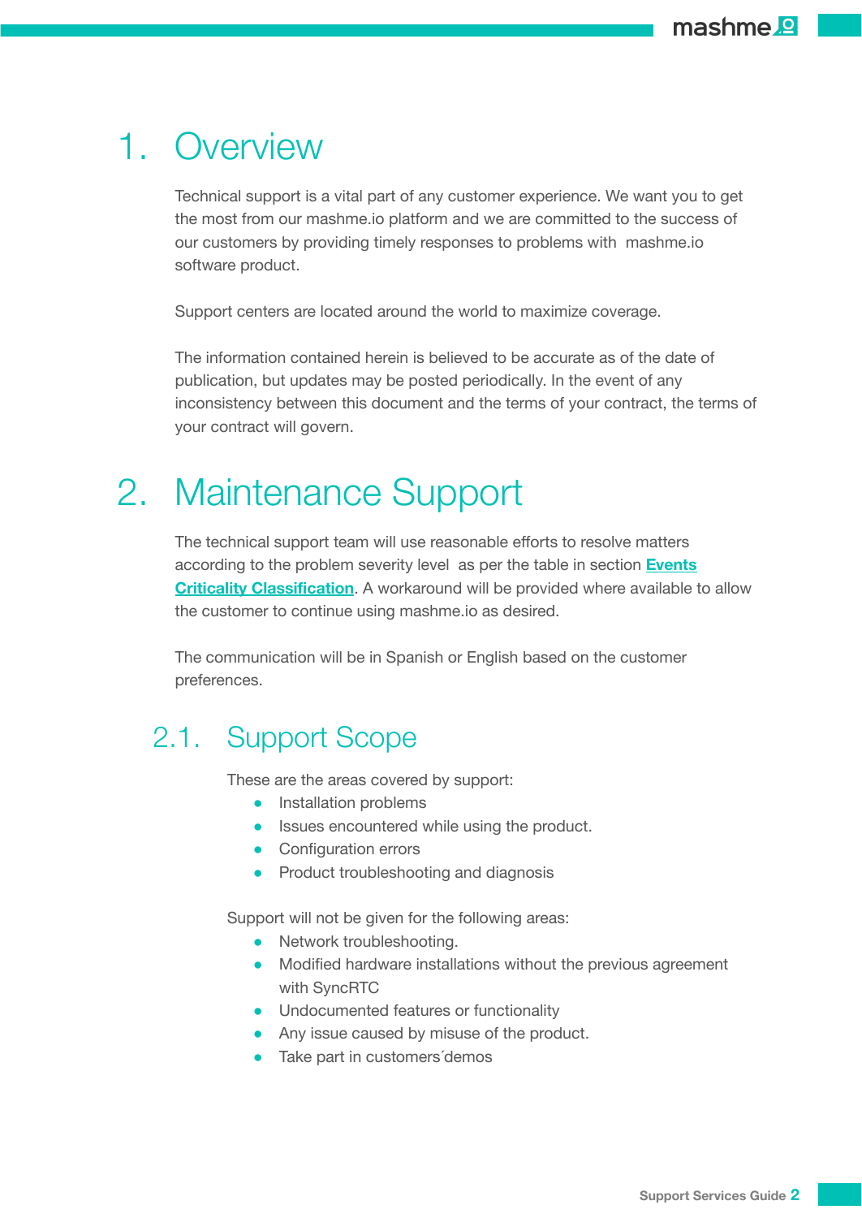# 1. Overview

Technical support is a vital part of any customer experience. We want you to get the most from our mashme.io platform and we are committed to the success of our customers by providing timely responses to problems with  mashme.io software product.

Support centers are located around the world to maximize coverage.

The information contained herein is believed to be accurate as of the date of publication, but updates may be posted periodically. In the event of any inconsistency between this document and the terms of your contract, the terms of your contract will govern.

# 2. Maintenance Support

The technical support team will use reasonable efforts to resolve matters according to the problem severity level  as per the table in section **Events Criticality Classification**. A workaround will be provided where available to allow the customer to continue using mashme.io as desired.

The communication will be in Spanish or English based on the customer preferences.

## 2.1. Support Scope

These are the areas covered by support:

- Installation problems
- Issues encountered while using the product.
- Configuration errors
- Product troubleshooting and diagnosis

Support will not be given for the following areas:

- Network troubleshooting.
- Modified hardware installations without the previous agreement with SyncRTC
- Undocumented features or functionality
- Any issue caused by misuse of the product.
- Take part in customers´demos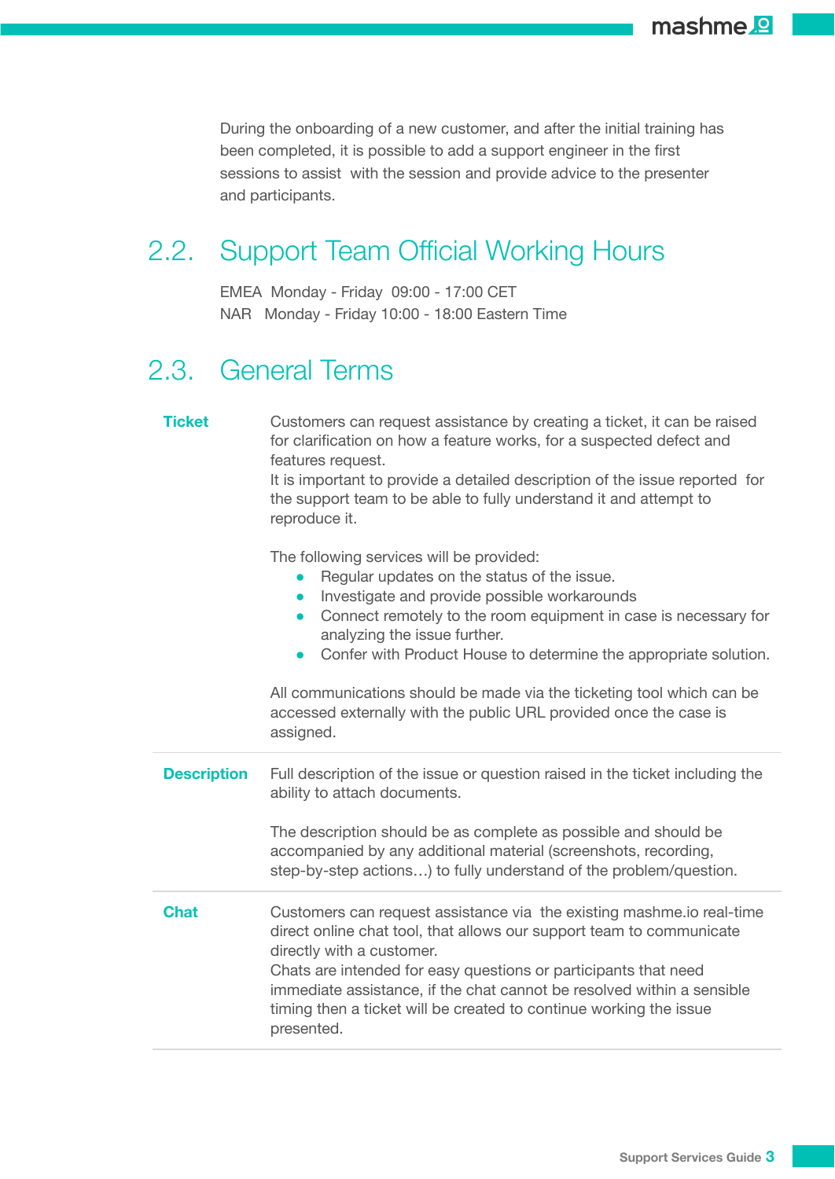During the onboarding of a new customer, and after the initial training has been completed, it is possible to add a support engineer in the first sessions to assist with the session and provide advice to the presenter and participants.

## 2.2. Support Team Official Working Hours

EMEA Monday - Friday 09:00 - 17:00 CET
NAR Monday - Friday 10:00 - 18:00 Eastern Time

## 2.3. General Terms

**Ticket**

Customers can request assistance by creating a ticket, it can be raised for clarification on how a feature works, for a suspected defect and features request.
It is important to provide a detailed description of the issue reported for the support team to be able to fully understand it and attempt to reproduce it.

The following services will be provided:

- Regular updates on the status of the issue.
- Investigate and provide possible workarounds
- Connect remotely to the room equipment in case is necessary for analyzing the issue further.
- Confer with Product House to determine the appropriate solution.

All communications should be made via the ticketing tool which can be accessed externally with the public URL provided once the case is assigned.

**Description**

Full description of the issue or question raised in the ticket including the ability to attach documents.

The description should be as complete as possible and should be accompanied by any additional material (screenshots, recording, step-by-step actions…) to fully understand of the problem/question.

**Chat**

Customers can request assistance via the existing mashme.io real-time direct online chat tool, that allows our support team to communicate directly with a customer.
Chats are intended for easy questions or participants that need immediate assistance, if the chat cannot be resolved within a sensible timing then a ticket will be created to continue working the issue presented.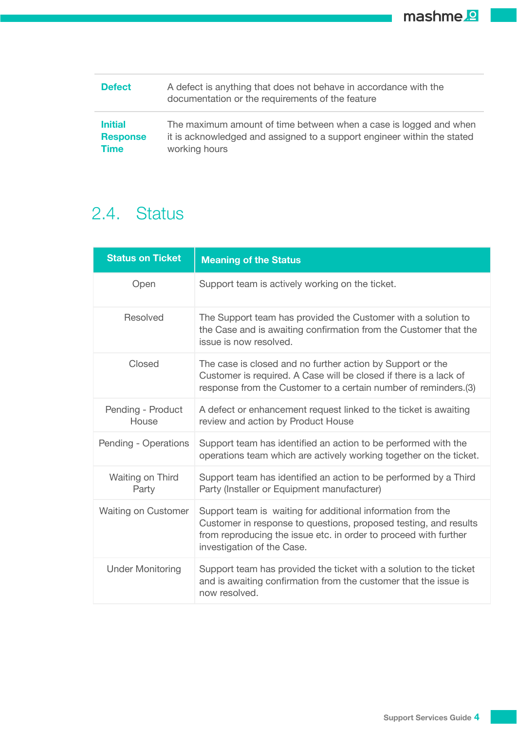| | |
|---|---|
| **Defect** | A defect is anything that does not behave in accordance with the documentation or the requirements of the feature |
| **Initial Response Time** | The maximum amount of time between when a case is logged and when it is acknowledged and assigned to a support engineer within the stated working hours |

## 2.4. Status

| Status on Ticket | Meaning of the Status |
|---|---|
| Open | Support team is actively working on the ticket. |
| Resolved | The Support team has provided the Customer with a solution to the Case and is awaiting confirmation from the Customer that the issue is now resolved. |
| Closed | The case is closed and no further action by Support or the Customer is required. A Case will be closed if there is a lack of response from the Customer to a certain number of reminders.(3) |
| Pending - Product House | A defect or enhancement request linked to the ticket is awaiting review and action by Product House |
| Pending - Operations | Support team has identified an action to be performed with the operations team which are actively working together on the ticket. |
| Waiting on Third Party | Support team has identified an action to be performed by a Third Party (Installer or Equipment manufacturer) |
| Waiting on Customer | Support team is waiting for additional information from the Customer in response to questions, proposed testing, and results from reproducing the issue etc. in order to proceed with further investigation of the Case. |
| Under Monitoring | Support team has provided the ticket with a solution to the ticket and is awaiting confirmation from the customer that the issue is now resolved. |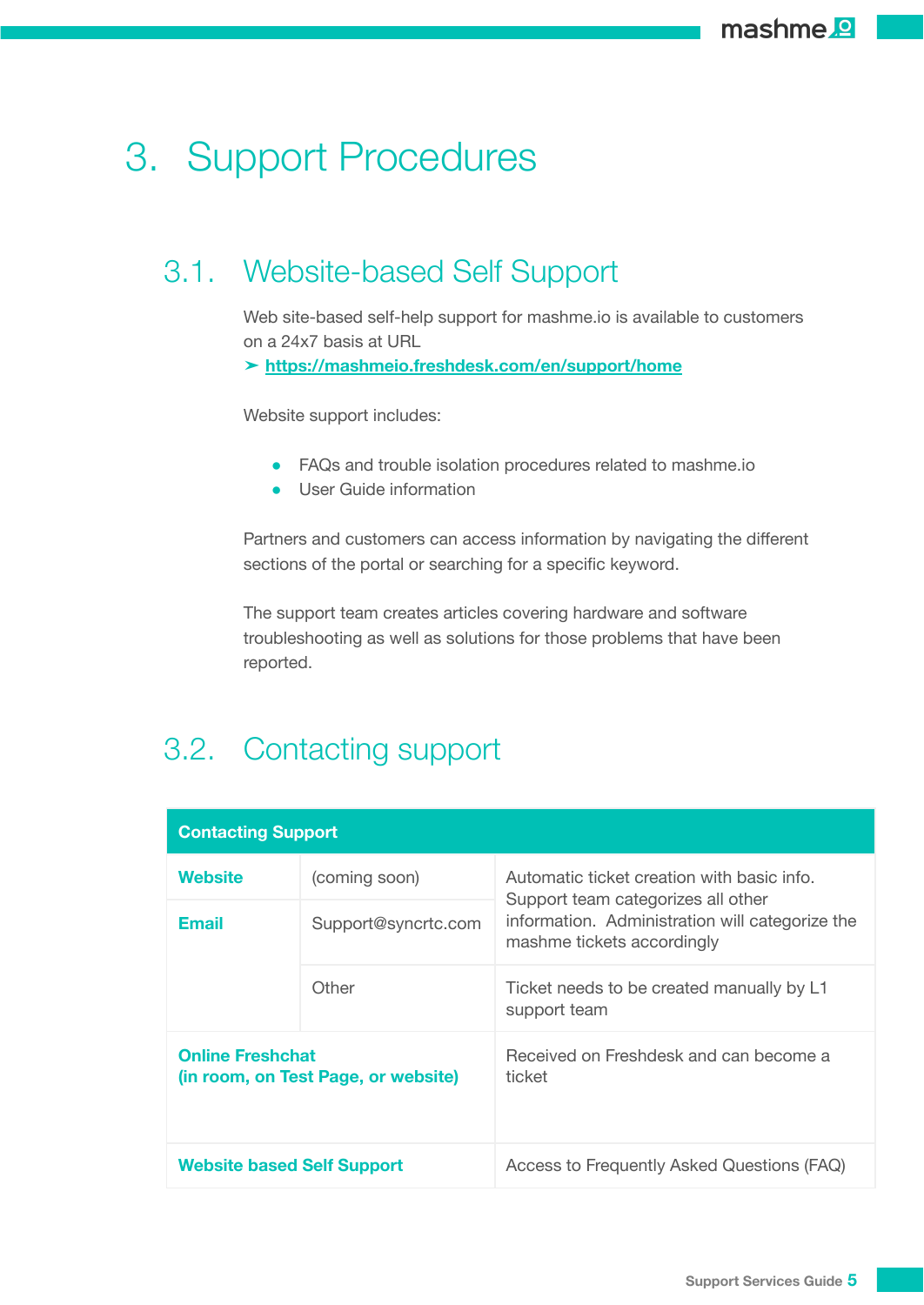# 3. Support Procedures

## 3.1. Website-based Self Support

Web site-based self-help support for mashme.io is available to customers on a 24x7 basis at URL
➤ https://mashmeio.freshdesk.com/en/support/home

Website support includes:

- FAQs and trouble isolation procedures related to mashme.io
- User Guide information

Partners and customers can access information by navigating the different sections of the portal or searching for a specific keyword.

The support team creates articles covering hardware and software troubleshooting as well as solutions for those problems that have been reported.

## 3.2. Contacting support

| **Contacting Support** | | |
|---|---|---|
| **Website** | (coming soon) | Automatic ticket creation with basic info. Support team categorizes all other information. Administration will categorize the mashme tickets accordingly |
| **Email** | Support@syncrtc.com | |
| | Other | Ticket needs to be created manually by L1 support team |
| **Online Freshchat (in room, on Test Page, or website)** | | Received on Freshdesk and can become a ticket |
| **Website based Self Support** | | Access to Frequently Asked Questions (FAQ) |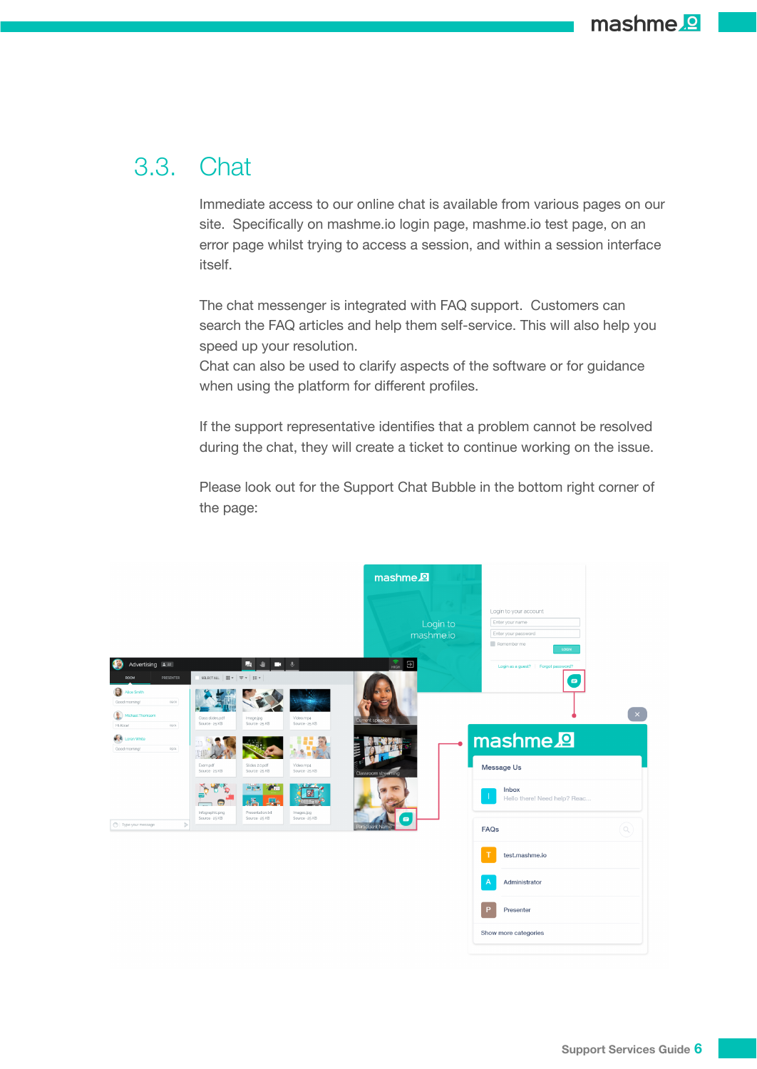## 3.3. Chat

Immediate access to our online chat is available from various pages on our site. Specifically on mashme.io login page, mashme.io test page, on an error page whilst trying to access a session, and within a session interface itself.

The chat messenger is integrated with FAQ support. Customers can search the FAQ articles and help them self-service. This will also help you speed up your resolution.
Chat can also be used to clarify aspects of the software or for guidance when using the platform for different profiles.

If the support representative identifies that a problem cannot be resolved during the chat, they will create a ticket to continue working on the issue.

Please look out for the Support Chat Bubble in the bottom right corner of the page: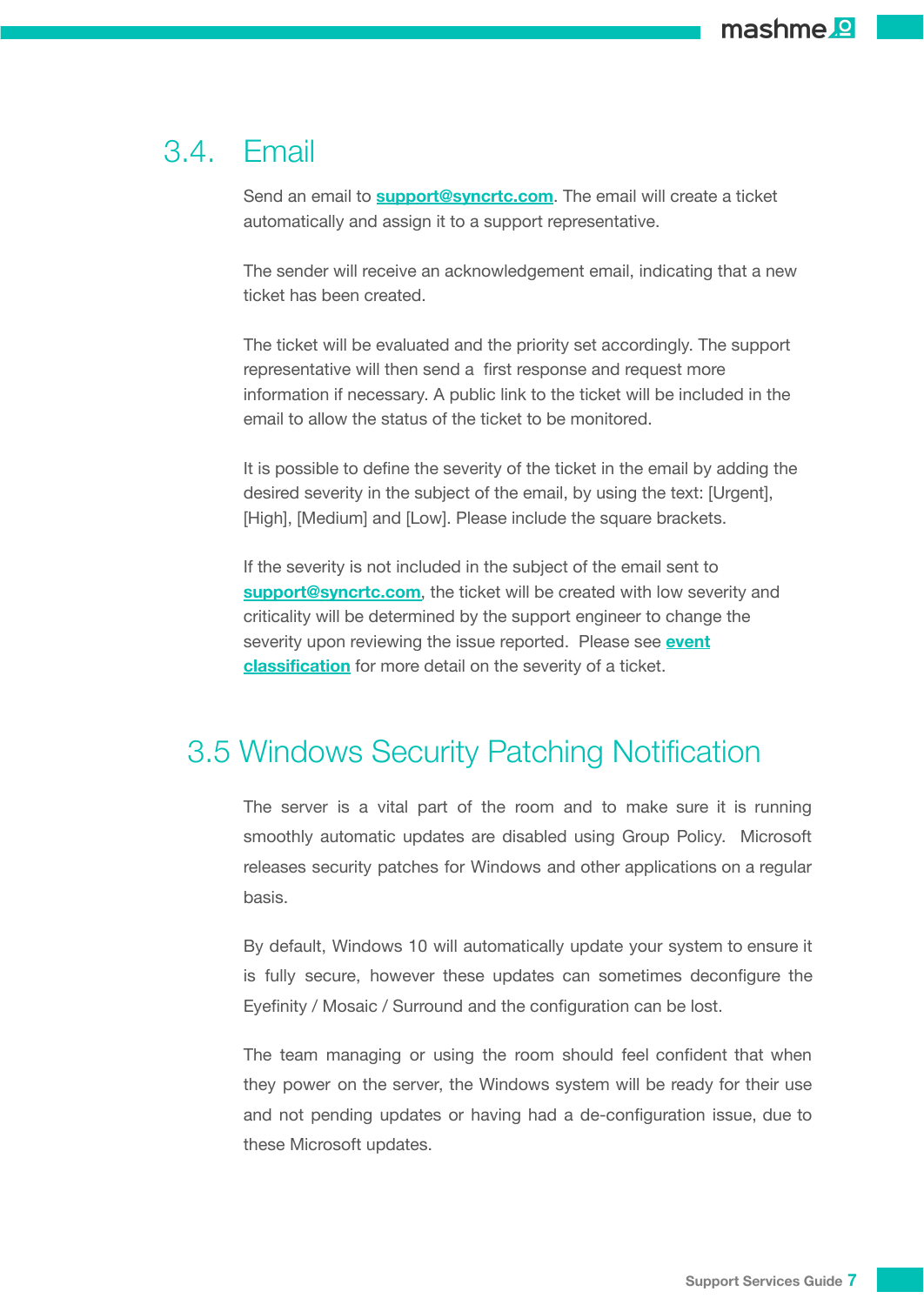## 3.4. Email

Send an email to **[support@syncrtc.com](mailto:support@syncrtc.com)**. The email will create a ticket automatically and assign it to a support representative.

The sender will receive an acknowledgement email, indicating that a new ticket has been created.

The ticket will be evaluated and the priority set accordingly. The support representative will then send a first response and request more information if necessary. A public link to the ticket will be included in the email to allow the status of the ticket to be monitored.

It is possible to define the severity of the ticket in the email by adding the desired severity in the subject of the email, by using the text: [Urgent], [High], [Medium] and [Low]. Please include the square brackets.

If the severity is not included in the subject of the email sent to **[support@syncrtc.com](mailto:support@syncrtc.com)**, the ticket will be created with low severity and criticality will be determined by the support engineer to change the severity upon reviewing the issue reported. Please see **event classification** for more detail on the severity of a ticket.

## 3.5 Windows Security Patching Notification

The server is a vital part of the room and to make sure it is running smoothly automatic updates are disabled using Group Policy. Microsoft releases security patches for Windows and other applications on a regular basis.

By default, Windows 10 will automatically update your system to ensure it is fully secure, however these updates can sometimes deconfigure the Eyefinity / Mosaic / Surround and the configuration can be lost.

The team managing or using the room should feel confident that when they power on the server, the Windows system will be ready for their use and not pending updates or having had a de-configuration issue, due to these Microsoft updates.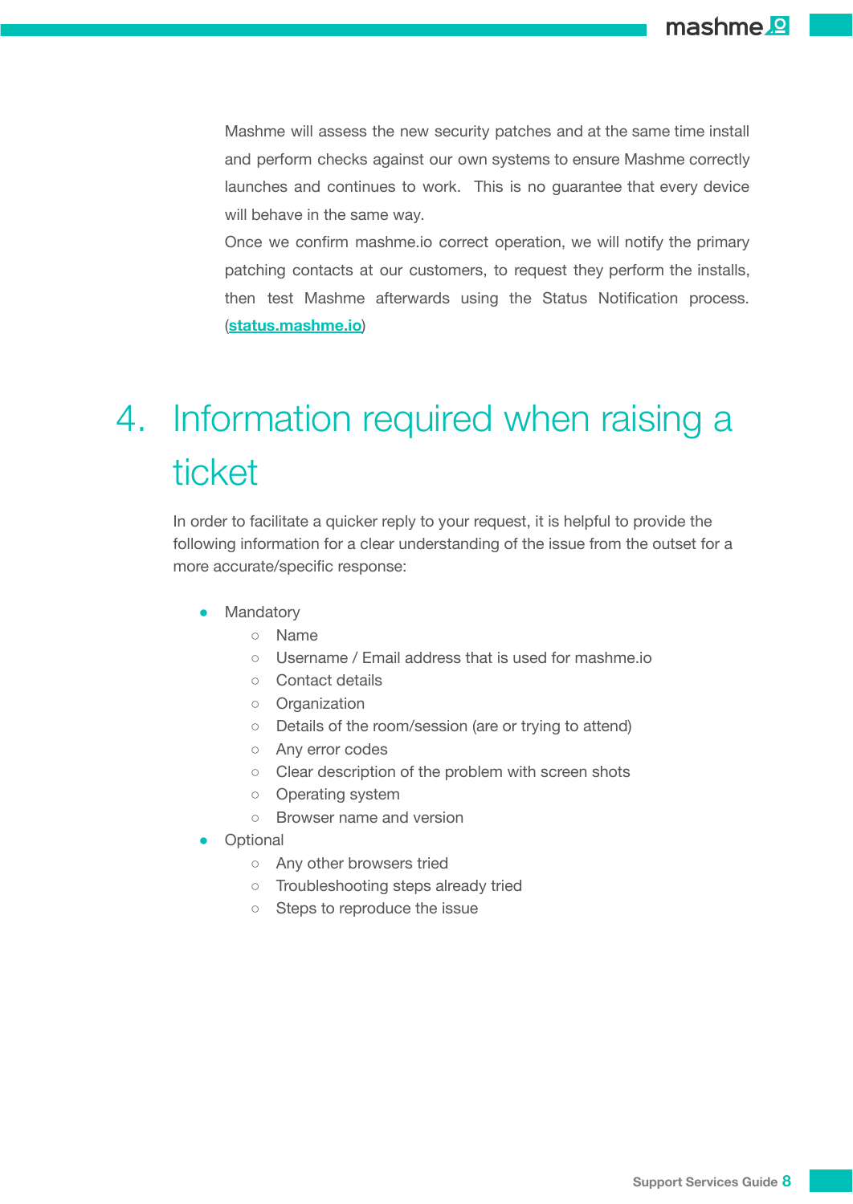Mashme will assess the new security patches and at the same time install and perform checks against our own systems to ensure Mashme correctly launches and continues to work. This is no guarantee that every device will behave in the same way.

Once we confirm mashme.io correct operation, we will notify the primary patching contacts at our customers, to request they perform the installs, then test Mashme afterwards using the Status Notification process. ([status.mashme.io](status.mashme.io))

# 4. Information required when raising a ticket

In order to facilitate a quicker reply to your request, it is helpful to provide the following information for a clear understanding of the issue from the outset for a more accurate/specific response:

- Mandatory
  - Name
  - Username / Email address that is used for mashme.io
  - Contact details
  - Organization
  - Details of the room/session (are or trying to attend)
  - Any error codes
  - Clear description of the problem with screen shots
  - Operating system
  - Browser name and version
- Optional
  - Any other browsers tried
  - Troubleshooting steps already tried
  - Steps to reproduce the issue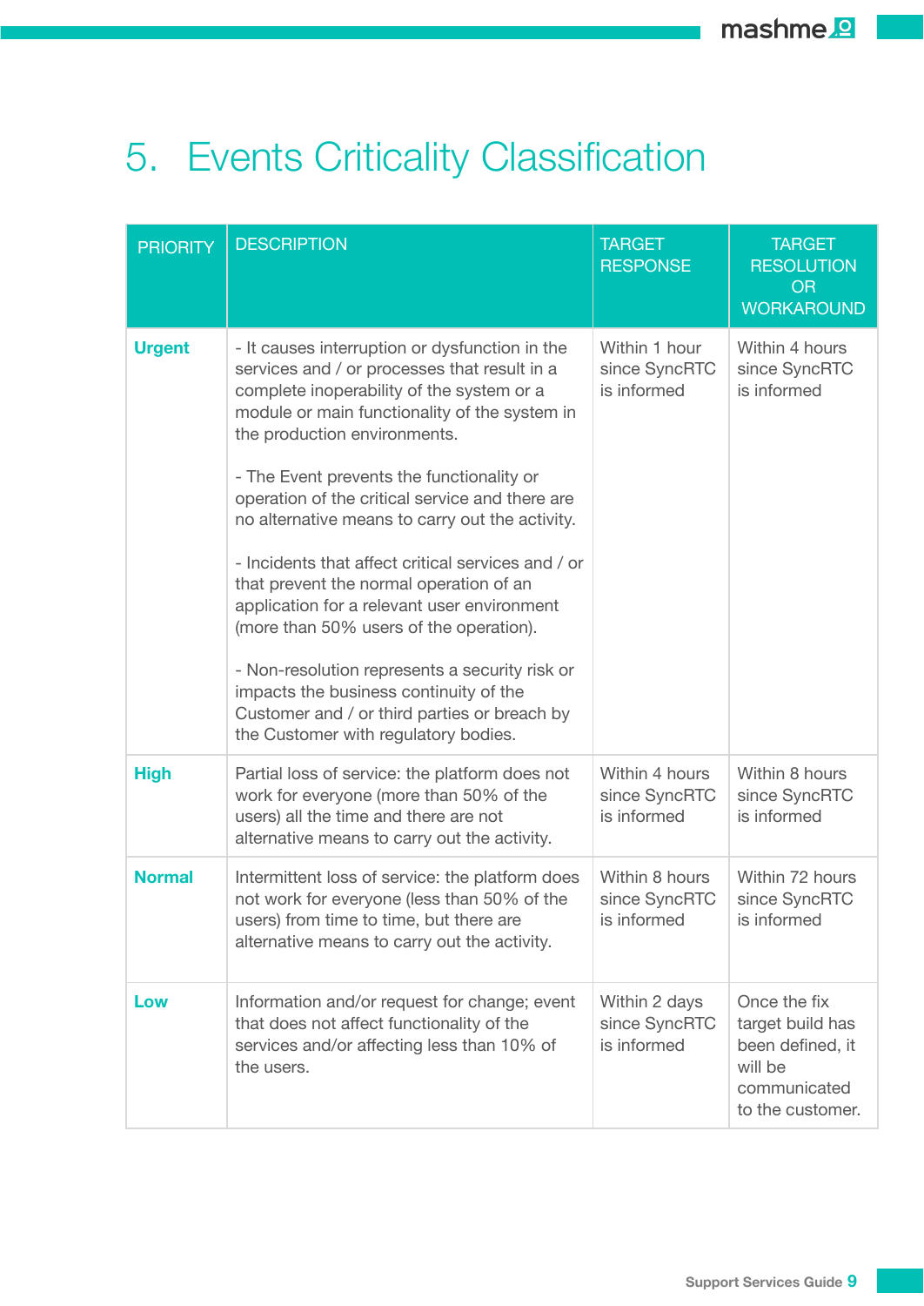# 5. Events Criticality Classification

| PRIORITY | DESCRIPTION | TARGET RESPONSE | TARGET RESOLUTION OR WORKAROUND |
|---|---|---|---|
| **Urgent** | - It causes interruption or dysfunction in the services and / or processes that result in a complete inoperability of the system or a module or main functionality of the system in the production environments.<br><br>- The Event prevents the functionality or operation of the critical service and there are no alternative means to carry out the activity.<br><br>- Incidents that affect critical services and / or that prevent the normal operation of an application for a relevant user environment (more than 50% users of the operation).<br><br>- Non-resolution represents a security risk or impacts the business continuity of the Customer and / or third parties or breach by the Customer with regulatory bodies. | Within 1 hour since SyncRTC is informed | Within 4 hours since SyncRTC is informed |
| **High** | Partial loss of service: the platform does not work for everyone (more than 50% of the users) all the time and there are not alternative means to carry out the activity. | Within 4 hours since SyncRTC is informed | Within 8 hours since SyncRTC is informed |
| **Normal** | Intermittent loss of service: the platform does not work for everyone (less than 50% of the users) from time to time, but there are alternative means to carry out the activity. | Within 8 hours since SyncRTC is informed | Within 72 hours since SyncRTC is informed |
| **Low** | Information and/or request for change; event that does not affect functionality of the services and/or affecting less than 10% of the users. | Within 2 days since SyncRTC is informed | Once the fix target build has been defined, it will be communicated to the customer. |